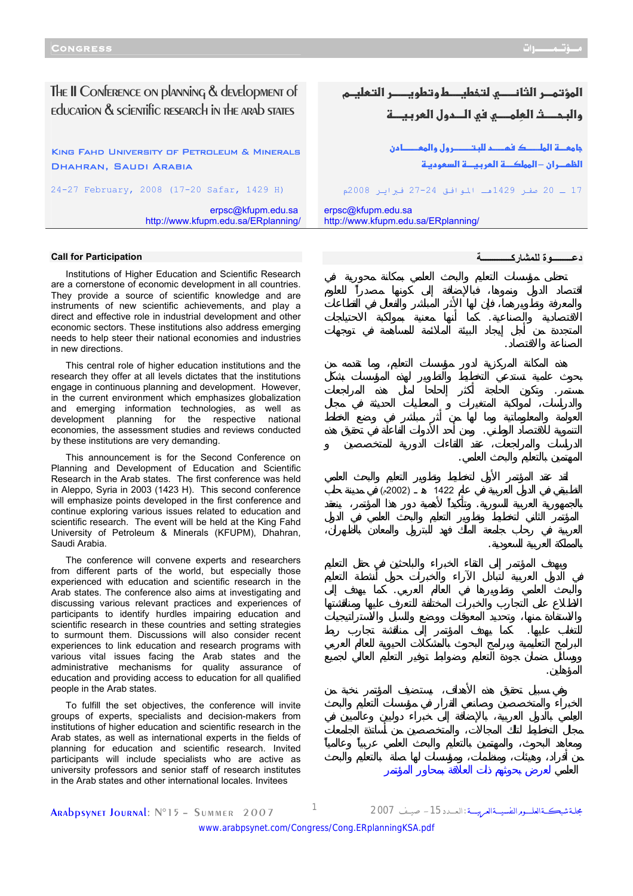# The II Conference on planning & development of education & scientific research in the Arab states

# المؤتمر الثاني لتخطيط وتطوير التعليم والبحث العلمي في الدول العربية

King Fahd University of Petroleum & Minerals
Dhahran, Saudi Arabia

جامعة الملك فهد للبترول والمعادن
الظهران – المملكة العربية السعودية

24-27 February, 2008 (17-20 Safar, 1429 H)

17 ـ 20 صفر 1429هـ الموافق 24-27 فبراير 2008م

erpsc@kfupm.edu.sa
http://www.kfupm.edu.sa/ERplanning/

## Call for Participation

Institutions of Higher Education and Scientific Research are a cornerstone of economic development in all countries. They provide a source of scientific knowledge and are instruments of new scientific achievements, and play a direct and effective role in industrial development and other economic sectors. These institutions also address emerging needs to help steer their national economies and industries in new directions.

This central role of higher education institutions and the research they offer at all levels dictates that the institutions engage in continuous planning and development. However, in the current environment which emphasizes globalization and emerging information technologies, as well as development planning for the respective national economies, the assessment studies and reviews conducted by these institutions are very demanding.

This announcement is for the Second Conference on Planning and Development of Education and Scientific Research in the Arab states. The first conference was held in Aleppo, Syria in 2003 (1423 H). This second conference will emphasize points developed in the first conference and continue exploring various issues related to education and scientific research. The event will be held at the King Fahd University of Petroleum & Minerals (KFUPM), Dhahran, Saudi Arabia.

The conference will convene experts and researchers from different parts of the world, but especially those experienced with education and scientific research in the Arab states. The conference also aims at investigating and discussing various relevant practices and experiences of participants to identify hurdles impairing education and scientific research in these countries and setting strategies to surmount them. Discussions will also consider recent experiences to link education and research programs with various vital issues facing the Arab states and the administrative mechanisms for quality assurance of education and providing access to education for all qualified people in the Arab states.

To fulfill the set objectives, the conference will invite groups of experts, specialists and decision-makers from institutions of higher education and scientific research in the Arab states, as well as international experts in the fields of planning for education and scientific research. Invited participants will include specialists who are active as university professors and senior staff of research institutes in the Arab states and other international locales. Invitees

## دعــــوة للمشاركـــــــة

تحظى مؤسسات التعليم والبحث العلمي بمكانة محورية في اقتصاد الدول ونموها، فبالإضافة إلى كونها مصدراً للعلوم والمعرفة وتطويرها، فإن لها الأثر المباشر والفاعل في القطاعات الاقتصادية والصناعية. كما أنها معنية بمواكبة الاحتياجات المتجددة من أجل إيجاد البيئة الملائمة للمساهمة في توجهات الصناعة والاقتصاد.

هذه المكانة المركزية لدور مؤسسات التعليم، وما تقدمه من بحوث علمية تستدعي التخطيط والتطوير لهذه المؤسسات بشكل مستمر. وتكون الحاجة أكثر إلحاحاً لمثل هذه المراجعات والدراسات، لمواكبة المتغيرات و المعطيات الحديثة في مجال العولمة والمعلوماتية وما لها من أثر مباشر في وضع الخطط التنموية للاقتصاد الوطني. ومن أحد الأدوات الفاعلة في تحقيق هذه الدراسات والمراجعات، عقد القاءات الدورية للمتخصصين و المهتمين بالتعليم والبحث العلمي.

لقد عقد المؤتمر الأول لتخطيط وتطوير التعليم والبحث العلمي التطبيقي في الدول العربية في عام 1422 هـ (2002م) في مدينة حلب بالجمهورية العربية السورية. وتأكيداً لأهمية دور هذا المؤتمر، ينعقد المؤتمر الثاني لتخطيط وتطوير التعليم والبحث العلمي في الدول العربية في رحاب جامعة الملك فهد للبترول والمعادن بالظهران، بالمملكة العربية السعودية.

ويهدف المؤتمر إلى التقاء الخبراء والباحثين في حقل التعليم في الدول العربية لتبادل الآراء والخبرات حول أنشطة التعليم والبحث العلمي في العالم العربي. كما يهدف إلى الاطلاع على التجارب والخبرات المختلفة لتعرف عليها ومناقشتها والاستفادة منها، وتحديد المعوقات ووضع السبل والاستراتيجيات للتغلب عليها. كما يهدف المؤتمر إلى مناقشة تجارب ربط البرامج التعليمية وبرامج البحوث بالمشكلات الحيوية للعالم العربي ووسائل ضمان جودة التعليم وضوابط توفير التعليم العالي لجميع المؤهلين.

وفي سبيل تحقيق هذه الأهداف، يستضيف المؤتمر نخبة من الخبراء والمتخصصين وصانعي القرار في مؤسسات التعليم والبحث العلمي بالدول العربية، بالإضافة إلى خبراء دوليين وعالميين في مجال التخطيط لتلك المجالات، والمتخصصين من أساتذة الجامعات ومعاهد البحوث، والمهتمين بالتعليم والبحث العلمي عربياً وعالمياً من أفراد، وهيئات، ومنظمات، ومؤسسات لها صلة بالتعليم والبحث العلمي لعرض بحوثهم ذات العلاقة بمحاور المؤتمر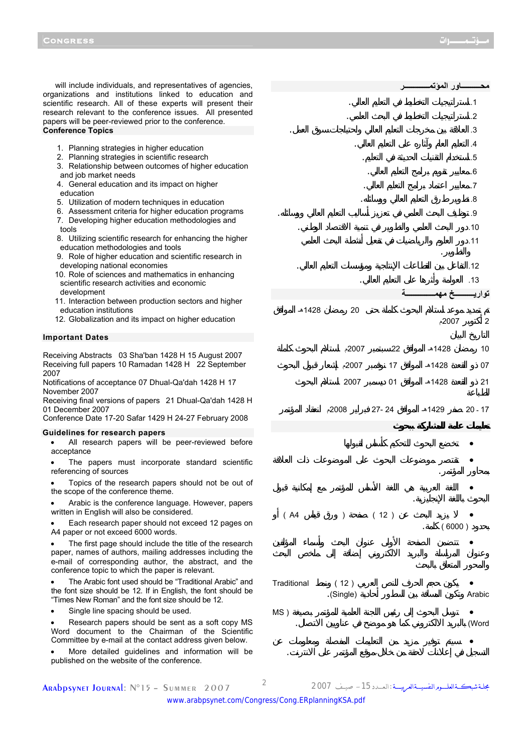will include individuals, and representatives of agencies, organizations and institutions linked to education and scientific research. All of these experts will present their research relevant to the conference issues. All presented papers will be peer-reviewed prior to the conference.

**Conference Topics**

1. Planning strategies in higher education
2. Planning strategies in scientific research
3. Relationship between outcomes of higher education and job market needs
4. General education and its impact on higher education
5. Utilization of modern techniques in education
6. Assessment criteria for higher education programs
7. Developing higher education methodologies and tools
8. Utilizing scientific research for enhancing the higher education methodologies and tools
9. Role of higher education and scientific research in developing national economies
10. Role of sciences and mathematics in enhancing scientific research activities and economic development
11. Interaction between production sectors and higher education institutions
12. Globalization and its impact on higher education

**Important Dates**

Receiving Abstracts 03 Sha'ban 1428 H 15 August 2007
Receiving full papers 10 Ramadan 1428 H 22 September 2007
Notifications of acceptance 07 Dhual-Qa'dah 1428 H 17 November 2007
Receiving final versions of papers 21 Dhual-Qa'dah 1428 H 01 December 2007
Conference Date 17-20 Safar 1429 H 24-27 February 2008

**Guidelines for research papers**

- All research papers will be peer-reviewed before acceptance
- The papers must incorporate standard scientific referencing of sources
- Topics of the research papers should not be out of the scope of the conference theme.
- Arabic is the conference language. However, papers written in English will also be considered.
- Each research paper should not exceed 12 pages on A4 paper or not exceed 6000 words.
- The first page should include the title of the research paper, names of authors, mailing addresses including the e-mail of corresponding author, the abstract, and the conference topic to which the paper is relevant.
- The Arabic font used should be "Traditional Arabic" and the font size should be 12. If in English, the font should be "Times New Roman" and the font size should be 12.
- Single line spacing should be used.
- Research papers should be sent as a soft copy MS Word document to the Chairman of the Scientific Committee by e-mail at the contact address given below.
- More detailed guidelines and information will be published on the website of the conference.

**محـــــــاور المؤتمـــــــر**

1. استراتيجيات التخطيط في التعلم العالي.
2. استراتيجيات التخطيط في البحث العلمي.
3. العلاقة بين مخرجات التعلم العالي واحتياجات سوق العمل.
4. التعلم العام وآثاره على التعلم العالي.
5. استخدام التقنيات الحديثة في التعلم.
6. معايير تقويم برامج التعلم العالي.
7. معايير اعتماد برامج التعلم العالي.
8. تطوير طرق التعلم العالي ووسائله.
9. توظيف البحث العلمي في تعزيز أساليب التعلم العالي ووسائله.
10. دور البحث العلمي والتطوير في تنمية الاقتصاد الوطني.
11. دور العلوم والرياضيات في تفعيل أنشطة البحث العلمي والتطوير.
12. التفاعل بين القطاعات الإنتاجية ومؤسسات التعلم العالي.
13. العولمة وأثرها على التعلم العالي.

**تواريـــــــخ مهمـــــــة**

تم تمديد موعد استلام البحوث كاملة حتى 20 رمضان 1428هـ الموافق 2 أكتوبر 2007م

التاريخ البيان

10 رمضان 1428هـ الموافق 22سبتمبر 2007م استلام البحوث كاملة

07 ذو القعدة 1428هـ الموافق 17 نوفمبر 2007م إشعار قبول البحوث

21 ذو القعدة 1428هـ الموافق 01 ديسمبر 2007 استلام البحوث للطباعة

20 - 17 صفر 1429هـ الموافق 24 -27 فبراير 2008م انعقاد المؤتمر

**تعليمات عامة للمشاركة ببحوث**

- تخضع البحوث للتحكيم كأساس لقبولها
- تقتصر موضوعات البحوث على الموضوعات ذات العلاقة بمحاور المؤتمر.
- اللغة العربية هي اللغة الأساس للمؤتمر مع إمكانية قبول البحوث باللغة الإنجليزية.
- لا يزيد البحث عن ( 12 ) صفحة ( ورق قياس A4 ) أو بحدود ( 6000 ) كلمة.
- تتضمن الصفحة الأولى عنوان البحث وأسماء المؤلفين وعنوان المراسلة والبريد الالكتروني إضافة إلى ملخص البحث والمحور المتعلق بالبحث.
- يكون حجم الحرف للنص العربي ( 12 ) ونمط Traditional Arabic وتكون المسافة بين السطور أحادية (Single).
- ترسل البحوث إلى رئيس اللجنة العلمية للمؤتمر بصيغة ( MS Word) بالبريد الالكتروني كما هو موضح في عناوين الاتصال.
- سيتم توفير مزيد من التعليمات المفصلة ومعلومات عن التسجيل في إعلانات لاحقة من خلال موقع المؤتمر على الانترنت.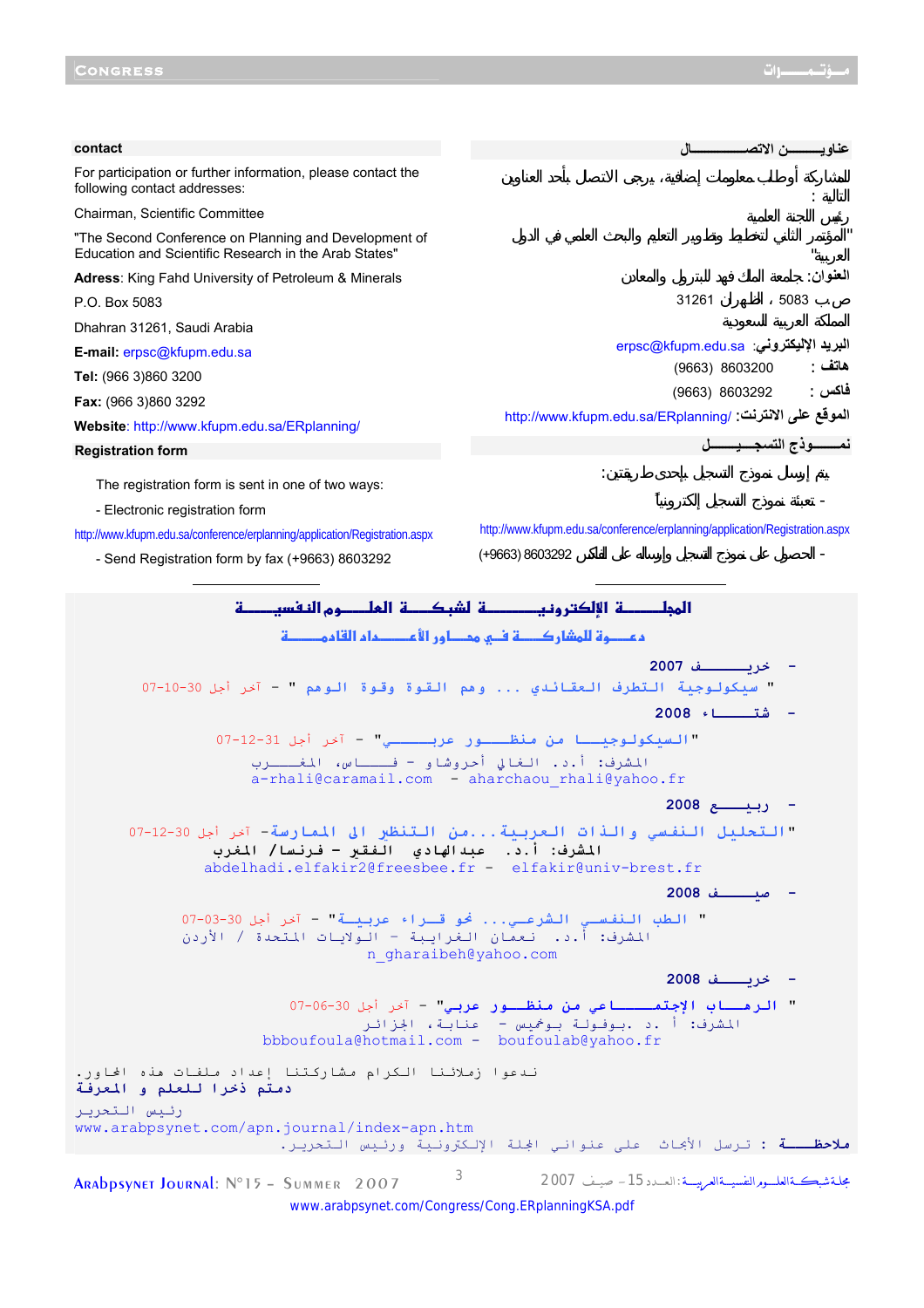## contact

For participation or further information, please contact the following contact addresses:

Chairman, Scientific Committee

"The Second Conference on Planning and Development of Education and Scientific Research in the Arab States"

**Adress**: King Fahd University of Petroleum & Minerals

P.O. Box 5083

Dhahran 31261, Saudi Arabia

**E-mail:** erpsc@kfupm.edu.sa

**Tel:** (966 3)860 3200

**Fax:** (966 3)860 3292

**Website**: http://www.kfupm.edu.sa/ERplanning/

## Registration form

The registration form is sent in one of two ways:

- Electronic registration form

http://www.kfupm.edu.sa/conference/erplanning/application/Registration.aspx

- Send Registration form by fax (+9663) 8603292

## عناويـــــن الاتصـــــــــــــال

للمشاركة أوطلب معلومات إضافية، يرجى الاتصل بأحد العناوين التالية :

رئيس اللجنة العلمية

"المؤتمر الثاني لتخطيط وتطوير التعليم والبحث العلمي في الدول العربية"

العنوان: جامعة الملك فهد للبترول والمعادن

ص ب 5083 ، الظهران 31261

المملكة العربية السعودية

البريد الإليكتروني: erpsc@kfupm.edu.sa

هاتف : (9663) 8603200

فاكس : (9663) 8603292

الموقع على الانترنت: http://www.kfupm.edu.sa/ERplanning/

## نمـــــوذج التسجـــيـــــل

يتم إرسال نموذج التسجيل بإحدى طريقتين:

- تعبئة نموذج التسجيل إلكترونياً

http://www.kfupm.edu.sa/conference/erplanning/application/Registration.aspx

- الحصول على نموذج التسجيل وإرساله على الفاكس (+9663) 8603292

---

## المجلـــــة الإلكترونيـــــــــة لشبكـــــة العلـــــوم النفسيـــــة

### دعـــوة للمشاركـــة فـي محـــاور الأعـــداد القادمــــة

- خريـــــف 2007

" سيكولوجيـة التطرف العقائدي ... وهم القوة وقوة الوهم " - آخر أجل 30-10-07

- شتـــاء 2008

"السيكولوجيــا من منظـــور عربـــي" - آخر أجل 31-12-07

المشرف: أ.د. الغالي أحرشاو و فـــاس، المغـــرب

a-rhali@caramail.com - aharchaou_rhali@yahoo.fr

- ربيـــع 2008

"التحليل النفسي و الذات العربية...من التنظير الى الممارسة- آخر أجل 30-12-07

المشرف: أ.د. عبدالهادي الفقير - فرنسا/ المغرب

abdelhadi.elfakir2@freesbee.fr - elfakir@univ-brest.fr

- صيـــف 2008

" الطب النفسي الشرعي ...نحو قراءة عربية" - آخر أجل 30-03-07

المشرف: أ.د. نعمان الغرايبة - الولايات المتحدة / الأردن

n_gharaibeh@yahoo.com

- خريـــف 2008

" الرهـاب الإجتماعـي من منظور عربي" - آخر أجل 30-06-07

المشرف: أ. د. بوفولة بوخميس - عنابة، الجزائر

bbboufoula@hotmail.com - boufoulab@yahoo.fr

ندعو زملائنا الكرام مشاركتنا إعداد ملفات هذه المحاور.
دمتم ذخرا للعلم و المعرفة

رئيس التحرير
www.arabpsynet.com/apn.journal/index-apn.htm

**ملاحظـــة :** ترسل الأبحاث على عنواني المجلة الإلكترونية ورئيس التحرير.

www.arabpsynet.com/Congress/Cong.ERplanningKSA.pdf